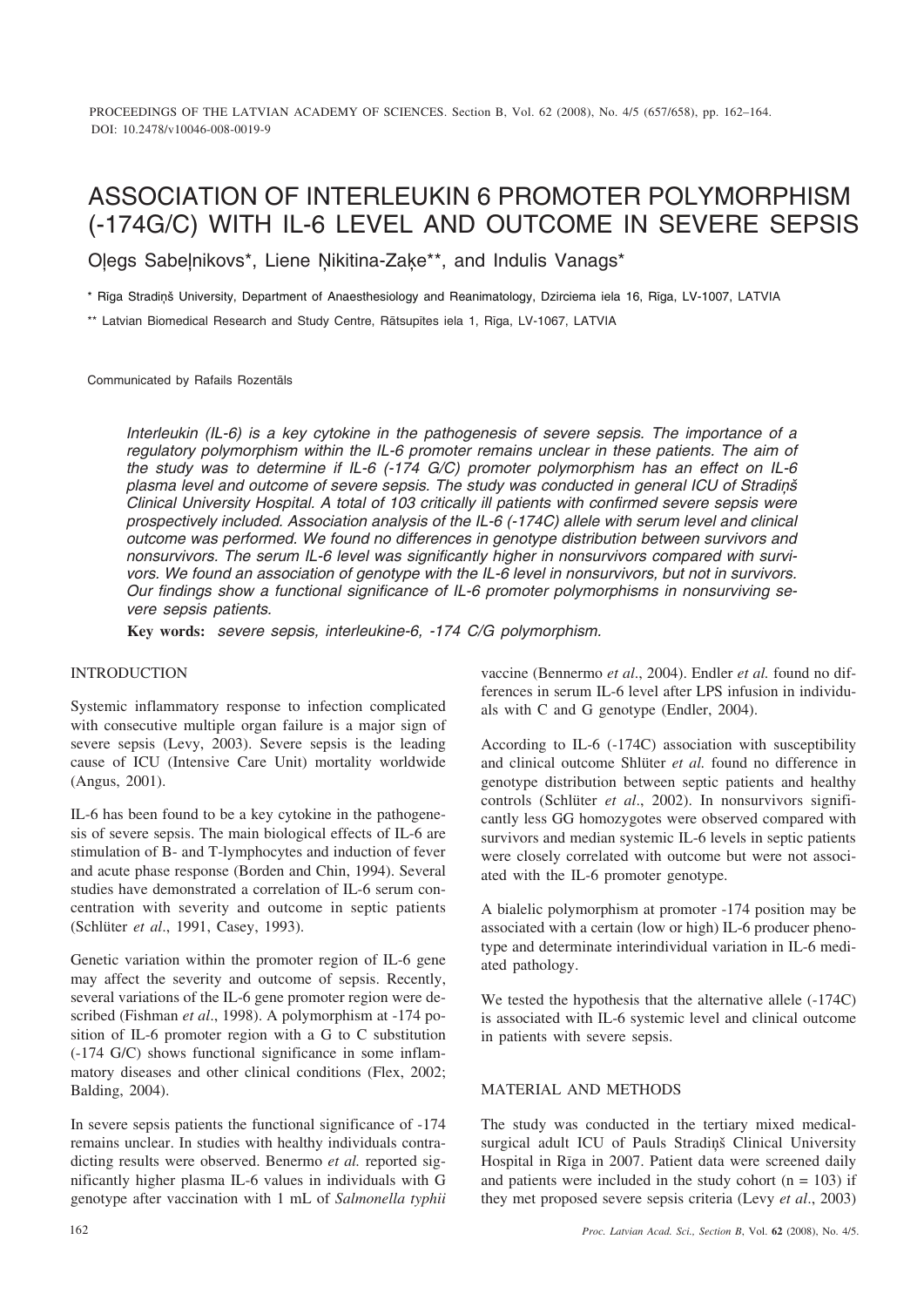# ASSOCIATION OF INTERLEUKIN 6 PROMOTER POLYMORPHISM (-174G/C) WITH IL-6 LEVEL AND OUTCOME IN SEVERE SEPSIS

Oļegs Sabeļnikovs*, Liene Ņikitina-Zaķe**, and Indulis Vanags*

\* Rīga Stradiņš University, Department of Anaesthesiology and Reanimatology, Dzirciema iela 16, Rīga, LV-1007, LATVIA

\*\* Latvian Biomedical Research and Study Centre, Rātsupītes iela 1, Rīga, LV-1067, LATVIA

Communicated by Rafails Rozentāls

*Interleukin (IL-6) is a key cytokine in the pathogenesis of severe sepsis. The importance of a regulatory polymorphism within the IL-6 promoter remains unclear in these patients. The aim of the study was to determine if IL-6 (-174 G/C) promoter polymorphism has an effect on IL-6 plasma level and outcome of severe sepsis. The study was conducted in general ICU of Stradiņš Clinical University Hospital. A total of 103 critically ill patients with confirmed severe sepsis were prospectively included. Association analysis of the IL-6 (-174C) allele with serum level and clinical outcome was performed. We found no differences in genotype distribution between survivors and nonsurvivors. The serum IL-6 level was significantly higher in nonsurvivors compared with survivors. We found an association of genotype with the IL-6 level in nonsurvivors, but not in survivors. Our findings show a functional significance of IL-6 promoter polymorphisms in nonsurviving severe sepsis patients.*

**Key words:** *severe sepsis, interleukine-6, -174 C/G polymorphism.*

## INTRODUCTION

Systemic inflammatory response to infection complicated with consecutive multiple organ failure is a major sign of severe sepsis (Levy, 2003). Severe sepsis is the leading cause of ICU (Intensive Care Unit) mortality worldwide (Angus, 2001).

IL-6 has been found to be a key cytokine in the pathogenesis of severe sepsis. The main biological effects of IL-6 are stimulation of B- and T-lymphocytes and induction of fever and acute phase response (Borden and Chin, 1994). Several studies have demonstrated a correlation of IL-6 serum concentration with severity and outcome in septic patients (Schlüter *et al*., 1991, Casey, 1993).

Genetic variation within the promoter region of IL-6 gene may affect the severity and outcome of sepsis. Recently, several variations of the IL-6 gene promoter region were described (Fishman *et al*., 1998). A polymorphism at -174 position of IL-6 promoter region with a G to C substitution (-174 G/C) shows functional significance in some inflammatory diseases and other clinical conditions (Flex, 2002; Balding, 2004).

In severe sepsis patients the functional significance of -174 remains unclear. In studies with healthy individuals contradicting results were observed. Benermo *et al.* reported significantly higher plasma IL-6 values in individuals with G genotype after vaccination with 1 mL of *Salmonella typhii* vaccine (Bennermo *et al*., 2004). Endler *et al.* found no differences in serum IL-6 level after LPS infusion in individuals with C and G genotype (Endler, 2004).

According to IL-6 (-174C) association with susceptibility and clinical outcome Shlüter *et al.* found no difference in genotype distribution between septic patients and healthy controls (Schlüter *et al*., 2002). In nonsurvivors significantly less GG homozygotes were observed compared with survivors and median systemic IL-6 levels in septic patients were closely correlated with outcome but were not associated with the IL-6 promoter genotype.

A bialelic polymorphism at promoter -174 position may be associated with a certain (low or high) IL-6 producer phenotype and determinate interindividual variation in IL-6 mediated pathology.

We tested the hypothesis that the alternative allele (-174C) is associated with IL-6 systemic level and clinical outcome in patients with severe sepsis.

## MATERIAL AND METHODS

The study was conducted in the tertiary mixed medical-surgical adult ICU of Pauls Stradiņš Clinical University Hospital in Rīga in 2007. Patient data were screened daily and patients were included in the study cohort (n = 103) if they met proposed severe sepsis criteria (Levy *et al*., 2003)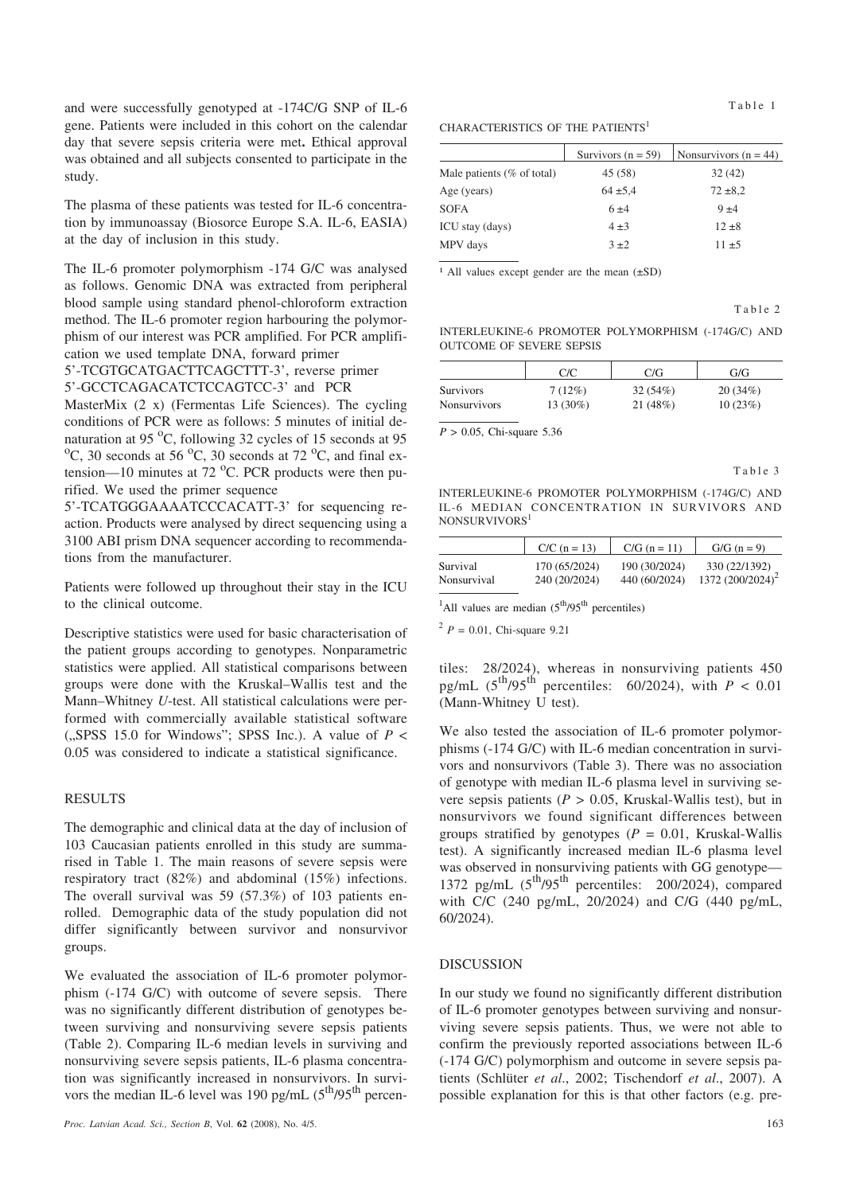and were successfully genotyped at -174C/G SNP of IL-6 gene. Patients were included in this cohort on the calendar day that severe sepsis criteria were met**.** Ethical approval was obtained and all subjects consented to participate in the study.

The plasma of these patients was tested for IL-6 concentration by immunoassay (Biosorce Europe S.A. IL-6, EASIA) at the day of inclusion in this study.

The IL-6 promoter polymorphism -174 G/C was analysed as follows. Genomic DNA was extracted from peripheral blood sample using standard phenol-chloroform extraction method. The IL-6 promoter region harbouring the polymorphism of our interest was PCR amplified. For PCR amplification we used template DNA, forward primer 5'-TCGTGCATGACTTCAGCTTT-3', reverse primer 5'-GCCTCAGACATCTCCAGTCC-3' and PCR MasterMix (2 x) (Fermentas Life Sciences). The cycling conditions of PCR were as follows: 5 minutes of initial denaturation at 95 $^{o}$C, following 32 cycles of 15 seconds at 95 $^{o}$C, 30 seconds at 56 $^{o}$C, 30 seconds at 72 $^{o}$C, and final extension—10 minutes at 72 $^{o}$C. PCR products were then purified. We used the primer sequence 5'-TCATGGGAAAATCCCACATT-3' for sequencing reaction. Products were analysed by direct sequencing using a 3100 ABI prism DNA sequencer according to recommendations from the manufacturer.

Patients were followed up throughout their stay in the ICU to the clinical outcome.

Descriptive statistics were used for basic characterisation of the patient groups according to genotypes. Nonparametric statistics were applied. All statistical comparisons between groups were done with the Kruskal–Wallis test and the Mann–Whitney *U*-test. All statistical calculations were performed with commercially available statistical software („SPSS 15.0 for Windows"; SPSS Inc.). A value of $P < 0.05$ was considered to indicate a statistical significance.

## RESULTS

The demographic and clinical data at the day of inclusion of 103 Caucasian patients enrolled in this study are summarised in Table 1. The main reasons of severe sepsis were respiratory tract (82%) and abdominal (15%) infections. The overall survival was 59 (57.3%) of 103 patients enrolled. Demographic data of the study population did not differ significantly between survivor and nonsurvivor groups.

We evaluated the association of IL-6 promoter polymorphism (-174 G/C) with outcome of severe sepsis. There was no significantly different distribution of genotypes between surviving and nonsurviving severe sepsis patients (Table 2). Comparing IL-6 median levels in surviving and nonsurviving severe sepsis patients, IL-6 plasma concentration was significantly increased in nonsurvivors. In survivors the median IL-6 level was 190 pg/mL (5$^{th}$/95$^{th}$ percentiles: 28/2024), whereas in nonsurviving patients 450 pg/mL (5$^{th}$/95$^{th}$ percentiles: 60/2024), with $P < 0.01$ (Mann-Whitney U test).

We also tested the association of IL-6 promoter polymorphisms (-174 G/C) with IL-6 median concentration in survivors and nonsurvivors (Table 3). There was no association of genotype with median IL-6 plasma level in surviving severe sepsis patients ($P > 0.05$, Kruskal-Wallis test), but in nonsurvivors we found significant differences between groups stratified by genotypes ($P = 0.01$, Kruskal-Wallis test). A significantly increased median IL-6 plasma level was observed in nonsurviving patients with GG genotype—1372 pg/mL (5$^{th}$/95$^{th}$ percentiles: 200/2024), compared with C/C (240 pg/mL, 20/2024) and C/G (440 pg/mL, 60/2024).

Table 1

CHARACTERISTICS OF THE PATIENTS[1]

| | Survivors (n = 59) | Nonsurvivors (n = 44) |
|---|---|---|
| Male patients (% of total) | 45 (58) | 32 (42) |
| Age (years) | 64 ±5,4 | 72 ±8,2 |
| SOFA | 6 ±4 | 9 ±4 |
| ICU stay (days) | 4 ±3 | 12 ±8 |
| MPV days | 3 ±2 | 11 ±5 |

[1] All values except gender are the mean (±SD)

Table 2

INTERLEUKINE-6 PROMOTER POLYMORPHISM (-174G/C) AND OUTCOME OF SEVERE SEPSIS

| | C/C | C/G | G/G |
|---|---|---|---|
| Survivors | 7 (12%) | 32 (54%) | 20 (34%) |
| Nonsurvivors | 13 (30%) | 21 (48%) | 10 (23%) |

$P > 0.05$, Chi-square 5.36

Table 3

INTERLEUKINE-6 PROMOTER POLYMORPHISM (-174G/C) AND IL-6 MEDIAN CONCENTRATION IN SURVIVORS AND NONSURVIVORS[1]

| | C/C (n = 13) | C/G (n = 11) | G/G (n = 9) |
|---|---|---|---|
| Survival | 170 (65/2024) | 190 (30/2024) | 330 (22/1392) |
| Nonsurvival | 240 (20/2024) | 440 (60/2024) | 1372 (200/2024)[2] |

[1] All values are median (5$^{th}$/95$^{th}$ percentiles)

[2] $P = 0.01$, Chi-square 9.21

## DISCUSSION

In our study we found no significantly different distribution of IL-6 promoter genotypes between surviving and nonsurviving severe sepsis patients. Thus, we were not able to confirm the previously reported associations between IL-6 (-174 G/C) polymorphism and outcome in severe sepsis patients (Schlüter *et al*., 2002; Tischendorf *et al*., 2007). A possible explanation for this is that other factors (e.g. pre-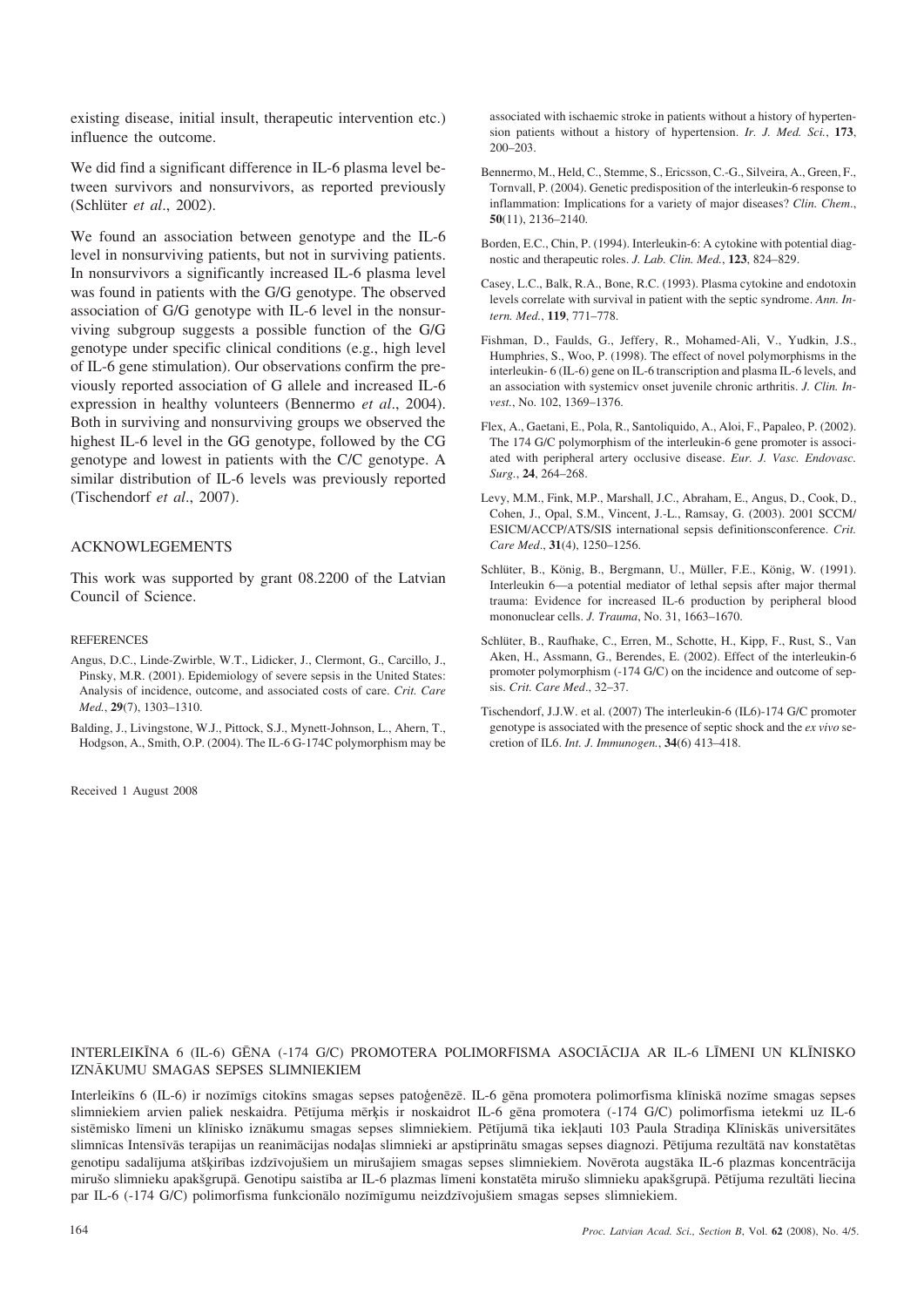existing disease, initial insult, therapeutic intervention etc.) influence the outcome.

We did find a significant difference in IL-6 plasma level between survivors and nonsurvivors, as reported previously (Schlüter *et al*., 2002).

We found an association between genotype and the IL-6 level in nonsurviving patients, but not in surviving patients. In nonsurvivors a significantly increased IL-6 plasma level was found in patients with the G/G genotype. The observed association of G/G genotype with IL-6 level in the nonsurviving subgroup suggests a possible function of the G/G genotype under specific clinical conditions (e.g., high level of IL-6 gene stimulation). Our observations confirm the previously reported association of G allele and increased IL-6 expression in healthy volunteers (Bennermo *et al*., 2004). Both in surviving and nonsurviving groups we observed the highest IL-6 level in the GG genotype, followed by the CG genotype and lowest in patients with the C/C genotype. A similar distribution of IL-6 levels was previously reported (Tischendorf *et al*., 2007).

## ACKNOWLEGEMENTS

This work was supported by grant 08.2200 of the Latvian Council of Science.

## REFERENCES

Angus, D.C., Linde-Zwirble, W.T., Lidicker, J., Clermont, G., Carcillo, J., Pinsky, M.R. (2001). Epidemiology of severe sepsis in the United States: Analysis of incidence, outcome, and associated costs of care. *Crit. Care Med.*, **29**(7), 1303–1310.

Balding, J., Livingstone, W.J., Pittock, S.J., Mynett-Johnson, L., Ahern, T., Hodgson, A., Smith, O.P. (2004). The IL-6 G-174C polymorphism may be associated with ischaemic stroke in patients without a history of hypertension patients without a history of hypertension. *Ir. J. Med. Sci.*, **173**, 200–203.

Bennermo, M., Held, C., Stemme, S., Ericsson, C.-G., Silveira, A., Green, F., Tornvall, P. (2004). Genetic predisposition of the interleukin-6 response to inflammation: Implications for a variety of major diseases? *Clin. Chem.*, **50**(11), 2136–2140.

Borden, E.C., Chin, P. (1994). Interleukin-6: A cytokine with potential diagnostic and therapeutic roles. *J. Lab. Clin. Med.*, **123**, 824–829.

Casey, L.C., Balk, R.A., Bone, R.C. (1993). Plasma cytokine and endotoxin levels correlate with survival in patient with the septic syndrome. *Ann. Intern. Med.*, **119**, 771–778.

Fishman, D., Faulds, G., Jeffery, R., Mohamed-Ali, V., Yudkin, J.S., Humphries, S., Woo, P. (1998). The effect of novel polymorphisms in the interleukin- 6 (IL-6) gene on IL-6 transcription and plasma IL-6 levels, and an association with systemicv onset juvenile chronic arthritis. *J. Clin. Invest.*, No. 102, 1369–1376.

Flex, A., Gaetani, E., Pola, R., Santoliquido, A., Aloi, F., Papaleo, P. (2002). The 174 G/C polymorphism of the interleukin-6 gene promoter is associated with peripheral artery occlusive disease. *Eur. J. Vasc. Endovasc. Surg.*, **24**, 264–268.

Levy, M.M., Fink, M.P., Marshall, J.C., Abraham, E., Angus, D., Cook, D., Cohen, J., Opal, S.M., Vincent, J.-L., Ramsay, G. (2003). 2001 SCCM/ ESICM/ACCP/ATS/SIS international sepsis definitionsconference. *Crit. Care Med*., **31**(4), 1250–1256.

Schlüter, B., König, B., Bergmann, U., Müller, F.E., König, W. (1991). Interleukin 6—a potential mediator of lethal sepsis after major thermal trauma: Evidence for increased IL-6 production by peripheral blood mononuclear cells. *J. Trauma*, No. 31, 1663–1670.

Schlüter, B., Raufhake, C., Erren, M., Schotte, H., Kipp, F., Rust, S., Van Aken, H., Assmann, G., Berendes, E. (2002). Effect of the interleukin-6 promoter polymorphism (-174 G/C) on the incidence and outcome of sepsis. *Crit. Care Med*., 32–37.

Tischendorf, J.J.W. et al. (2007) The interleukin-6 (IL6)-174 G/C promoter genotype is associated with the presence of septic shock and the *ex vivo* secretion of IL6. *Int. J. Immunogen.*, **34**(6) 413–418.

Received 1 August 2008

## INTERLEIKĪNA 6 (IL-6) GĒNA (-174 G/C) PROMOTERA POLIMORFISMA ASOCIĀCIJA AR IL-6 LĪMENI UN KLĪNISKO IZNĀKUMU SMAGAS SEPSES SLIMNIEKIEM

Interleikīns 6 (IL-6) ir nozīmīgs citokīns smagas sepses patoģenēzē. IL-6 gēna promotera polimorfisma klīniskā nozīme smagas sepses slimniekiem arvien paliek neskaidra. Pētījuma mērķis ir noskaidrot IL-6 gēna promotera (-174 G/C) polimorfisma ietekmi uz IL-6 sistēmisko līmeni un klīnisko iznākumu smagas sepses slimniekiem. Pētījumā tika iekļauti 103 Paula Stradiņa Klīniskās universitātes slimnīcas Intensīvās terapijas un reanimācijas nodaļas slimnieki ar apstiprinātu smagas sepses diagnozi. Pētījuma rezultātā nav konstatētas genotipu sadalījuma atšķirības izdzīvojušiem un mirušajiem smagas sepses slimniekiem. Novērota augstāka IL-6 plazmas koncentrācija mirušo slimnieku apakšgrupā. Genotipu saistība ar IL-6 plazmas līmeni konstatēta mirušo slimnieku apakšgrupā. Pētījuma rezultāti liecina par IL-6 (-174 G/C) polimorfisma funkcionālo nozīmīgumu neizdzīvojušiem smagas sepses slimniekiem.